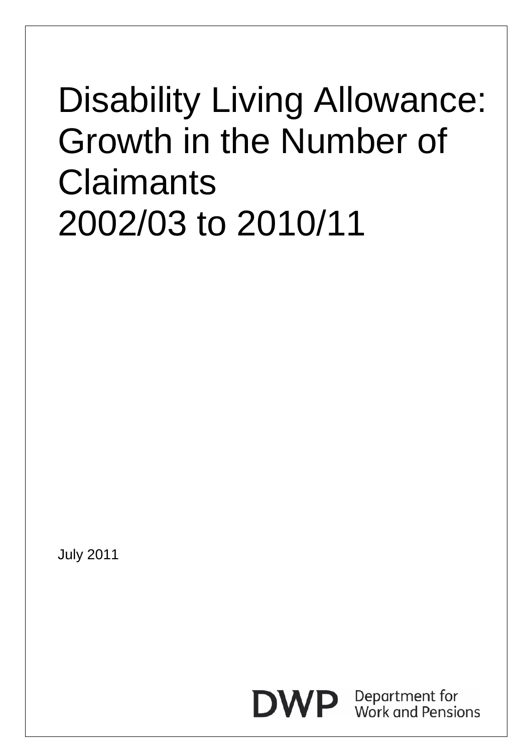# Disability Living Allowance: Growth in the Number of Claimants 2002/03 to 2010/11

July 2011

DWP Department for Work and Pensions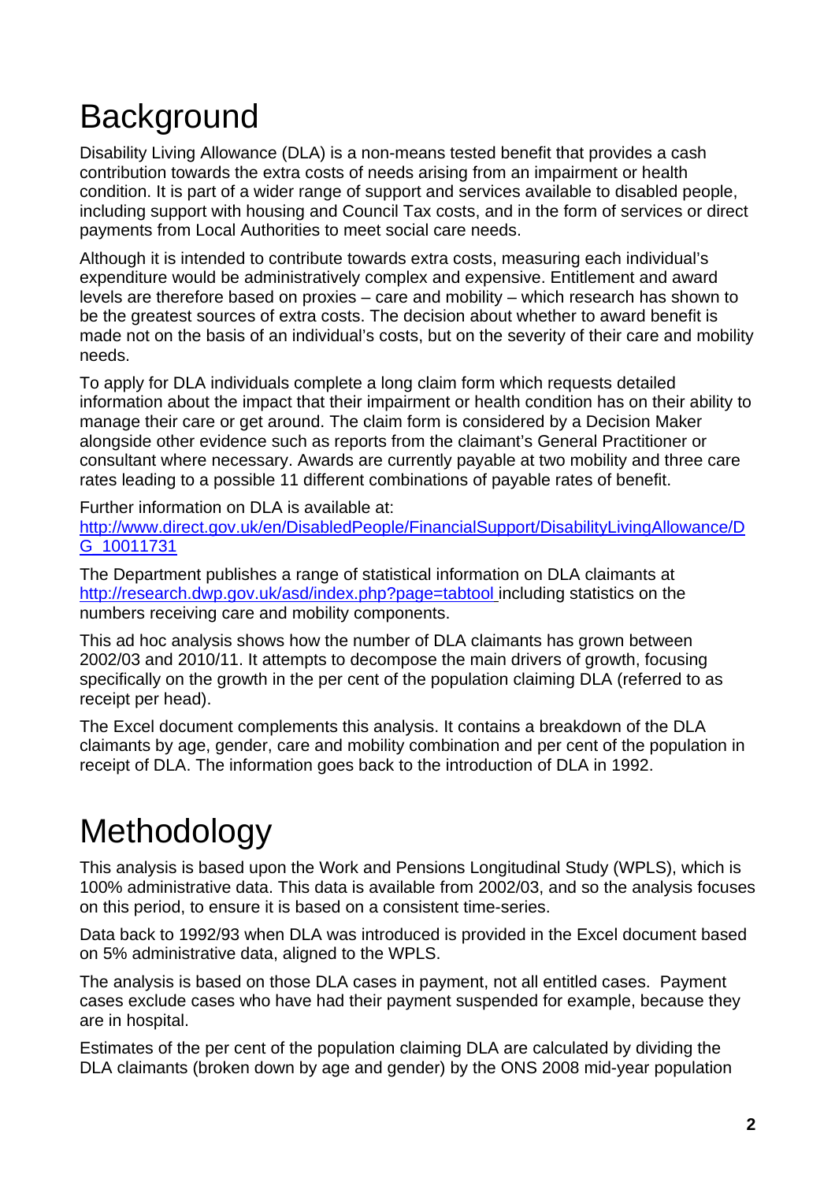# Background

Disability Living Allowance (DLA) is a non-means tested benefit that provides a cash contribution towards the extra costs of needs arising from an impairment or health condition. It is part of a wider range of support and services available to disabled people, including support with housing and Council Tax costs, and in the form of services or direct payments from Local Authorities to meet social care needs.

Although it is intended to contribute towards extra costs, measuring each individual's expenditure would be administratively complex and expensive. Entitlement and award levels are therefore based on proxies – care and mobility – which research has shown to be the greatest sources of extra costs. The decision about whether to award benefit is made not on the basis of an individual's costs, but on the severity of their care and mobility needs.

To apply for DLA individuals complete a long claim form which requests detailed information about the impact that their impairment or health condition has on their ability to manage their care or get around. The claim form is considered by a Decision Maker alongside other evidence such as reports from the claimant's General Practitioner or consultant where necessary. Awards are currently payable at two mobility and three care rates leading to a possible 11 different combinations of payable rates of benefit.

Further information on DLA is available at:
http://www.direct.gov.uk/en/DisabledPeople/FinancialSupport/DisabilityLivingAllowance/DG_10011731

The Department publishes a range of statistical information on DLA claimants at http://research.dwp.gov.uk/asd/index.php?page=tabtool including statistics on the numbers receiving care and mobility components.

This ad hoc analysis shows how the number of DLA claimants has grown between 2002/03 and 2010/11. It attempts to decompose the main drivers of growth, focusing specifically on the growth in the per cent of the population claiming DLA (referred to as receipt per head).

The Excel document complements this analysis. It contains a breakdown of the DLA claimants by age, gender, care and mobility combination and per cent of the population in receipt of DLA. The information goes back to the introduction of DLA in 1992.

# Methodology

This analysis is based upon the Work and Pensions Longitudinal Study (WPLS), which is 100% administrative data. This data is available from 2002/03, and so the analysis focuses on this period, to ensure it is based on a consistent time-series.

Data back to 1992/93 when DLA was introduced is provided in the Excel document based on 5% administrative data, aligned to the WPLS.

The analysis is based on those DLA cases in payment, not all entitled cases. Payment cases exclude cases who have had their payment suspended for example, because they are in hospital.

Estimates of the per cent of the population claiming DLA are calculated by dividing the DLA claimants (broken down by age and gender) by the ONS 2008 mid-year population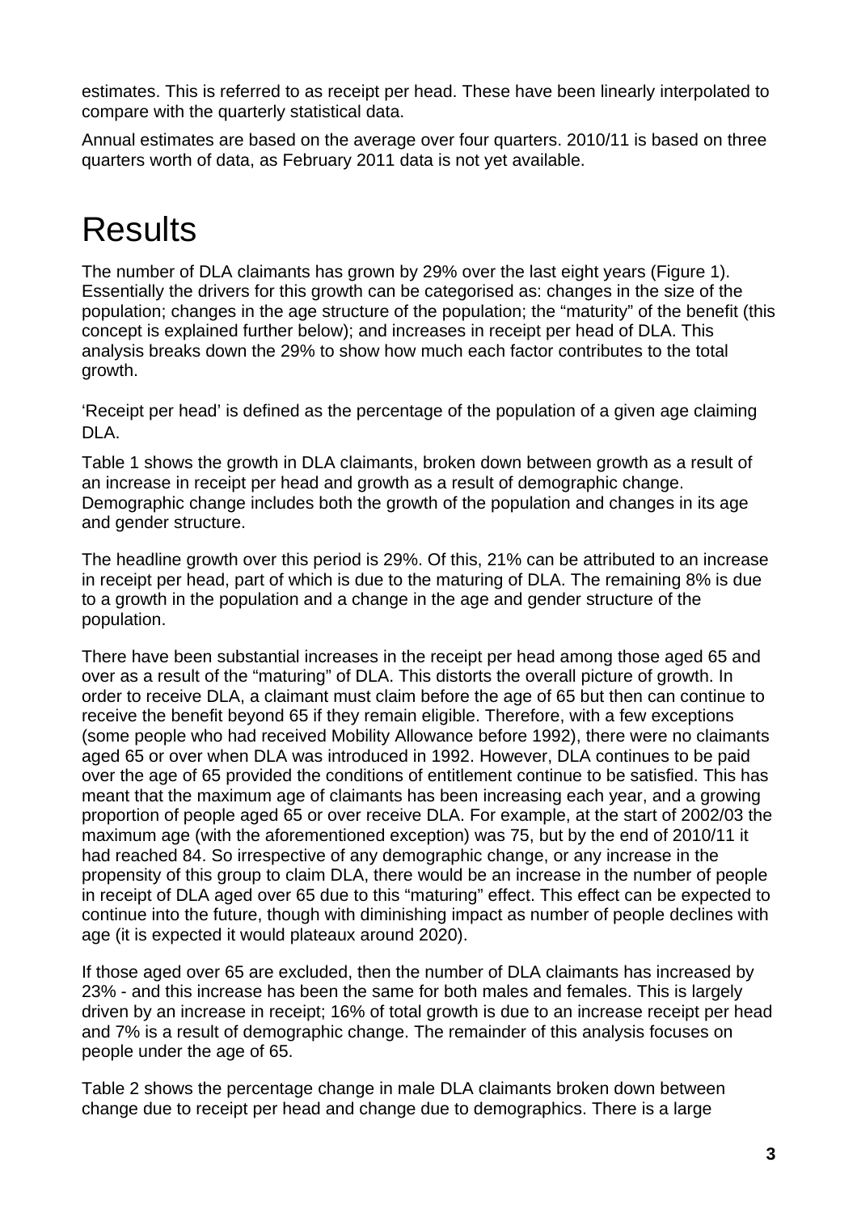estimates. This is referred to as receipt per head. These have been linearly interpolated to compare with the quarterly statistical data.

Annual estimates are based on the average over four quarters. 2010/11 is based on three quarters worth of data, as February 2011 data is not yet available.

# Results

The number of DLA claimants has grown by 29% over the last eight years (Figure 1). Essentially the drivers for this growth can be categorised as: changes in the size of the population; changes in the age structure of the population; the "maturity" of the benefit (this concept is explained further below); and increases in receipt per head of DLA. This analysis breaks down the 29% to show how much each factor contributes to the total growth.

'Receipt per head' is defined as the percentage of the population of a given age claiming DLA.

Table 1 shows the growth in DLA claimants, broken down between growth as a result of an increase in receipt per head and growth as a result of demographic change. Demographic change includes both the growth of the population and changes in its age and gender structure.

The headline growth over this period is 29%. Of this, 21% can be attributed to an increase in receipt per head, part of which is due to the maturing of DLA. The remaining 8% is due to a growth in the population and a change in the age and gender structure of the population.

There have been substantial increases in the receipt per head among those aged 65 and over as a result of the "maturing" of DLA. This distorts the overall picture of growth. In order to receive DLA, a claimant must claim before the age of 65 but then can continue to receive the benefit beyond 65 if they remain eligible. Therefore, with a few exceptions (some people who had received Mobility Allowance before 1992), there were no claimants aged 65 or over when DLA was introduced in 1992. However, DLA continues to be paid over the age of 65 provided the conditions of entitlement continue to be satisfied. This has meant that the maximum age of claimants has been increasing each year, and a growing proportion of people aged 65 or over receive DLA. For example, at the start of 2002/03 the maximum age (with the aforementioned exception) was 75, but by the end of 2010/11 it had reached 84. So irrespective of any demographic change, or any increase in the propensity of this group to claim DLA, there would be an increase in the number of people in receipt of DLA aged over 65 due to this "maturing" effect. This effect can be expected to continue into the future, though with diminishing impact as number of people declines with age (it is expected it would plateaux around 2020).

If those aged over 65 are excluded, then the number of DLA claimants has increased by 23% - and this increase has been the same for both males and females. This is largely driven by an increase in receipt; 16% of total growth is due to an increase receipt per head and 7% is a result of demographic change. The remainder of this analysis focuses on people under the age of 65.

Table 2 shows the percentage change in male DLA claimants broken down between change due to receipt per head and change due to demographics. There is a large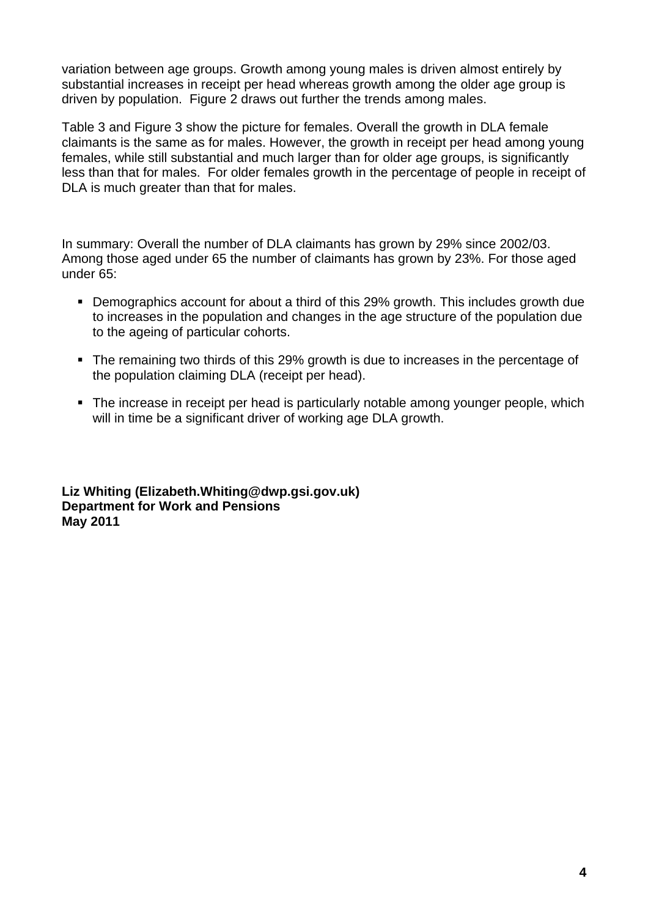variation between age groups. Growth among young males is driven almost entirely by substantial increases in receipt per head whereas growth among the older age group is driven by population. Figure 2 draws out further the trends among males.

Table 3 and Figure 3 show the picture for females. Overall the growth in DLA female claimants is the same as for males. However, the growth in receipt per head among young females, while still substantial and much larger than for older age groups, is significantly less than that for males. For older females growth in the percentage of people in receipt of DLA is much greater than that for males.

In summary: Overall the number of DLA claimants has grown by 29% since 2002/03. Among those aged under 65 the number of claimants has grown by 23%. For those aged under 65:

- Demographics account for about a third of this 29% growth. This includes growth due to increases in the population and changes in the age structure of the population due to the ageing of particular cohorts.
- The remaining two thirds of this 29% growth is due to increases in the percentage of the population claiming DLA (receipt per head).
- The increase in receipt per head is particularly notable among younger people, which will in time be a significant driver of working age DLA growth.

**Liz Whiting (Elizabeth.Whiting@dwp.gsi.gov.uk)**
**Department for Work and Pensions**
**May 2011**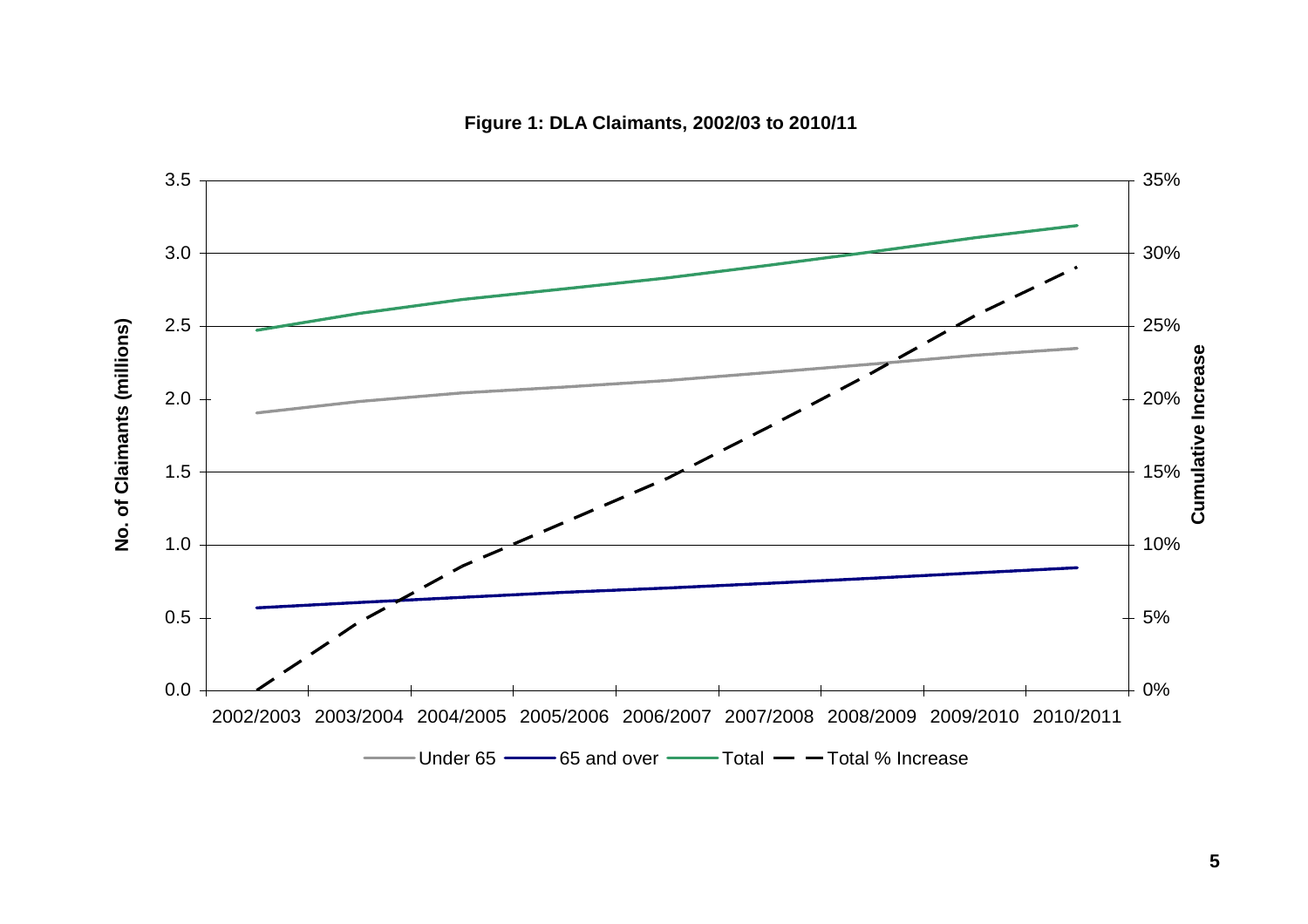**Figure 1: DLA Claimants, 2002/03 to 2010/11**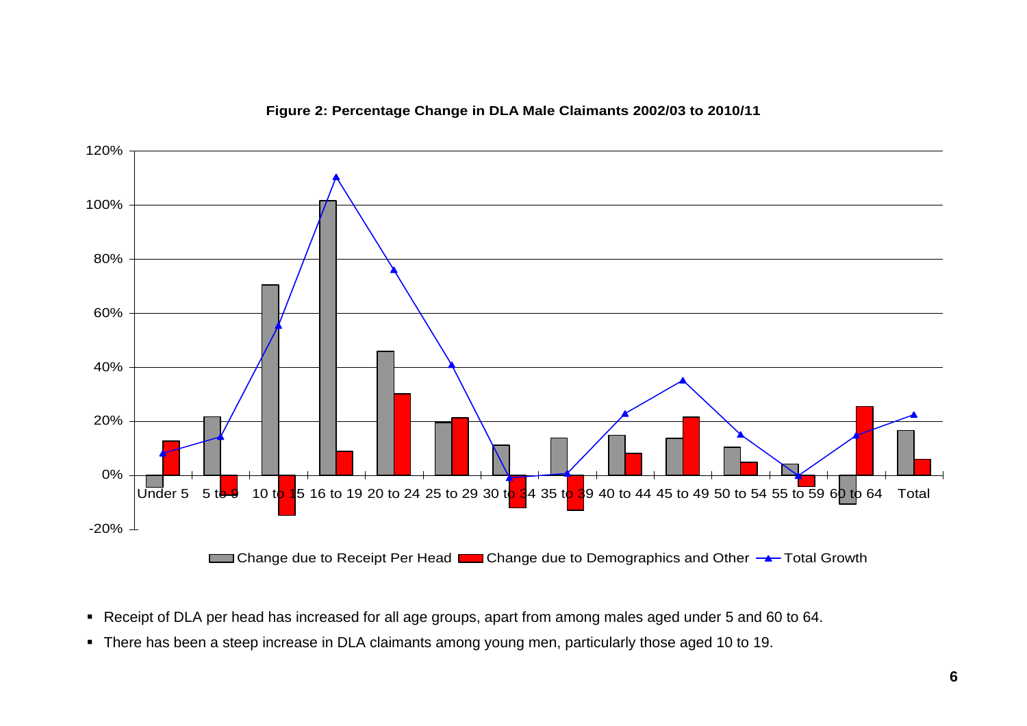**Figure 2: Percentage Change in DLA Male Claimants 2002/03 to 2010/11**

- Receipt of DLA per head has increased for all age groups, apart from among males aged under 5 and 60 to 64.
- There has been a steep increase in DLA claimants among young men, particularly those aged 10 to 19.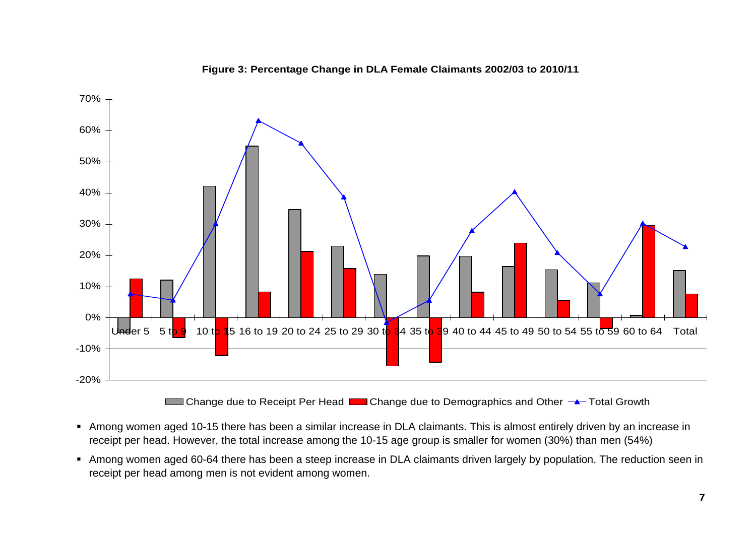**Figure 3: Percentage Change in DLA Female Claimants 2002/03 to 2010/11**

- Among women aged 10-15 there has been a similar increase in DLA claimants. This is almost entirely driven by an increase in receipt per head. However, the total increase among the 10-15 age group is smaller for women (30%) than men (54%)
- Among women aged 60-64 there has been a steep increase in DLA claimants driven largely by population. The reduction seen in receipt per head among men is not evident among women.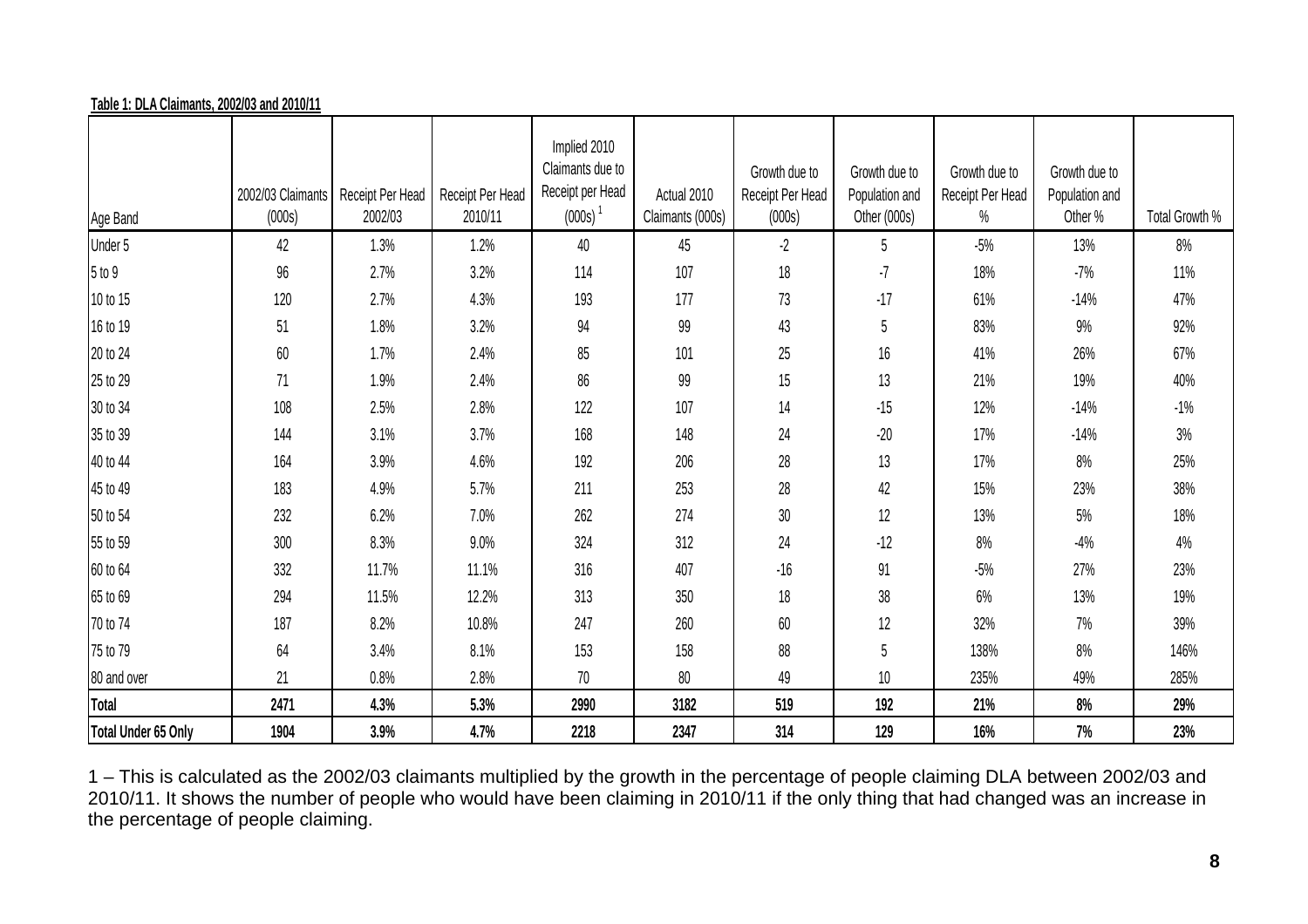**Table 1: DLA Claimants, 2002/03 and 2010/11**

| Age Band | 2002/03 Claimants (000s) | Receipt Per Head 2002/03 | Receipt Per Head 2010/11 | Implied 2010 Claimants due to Receipt per Head (000s) [1] | Actual 2010 Claimants (000s) | Growth due to Receipt Per Head (000s) | Growth due to Population and Other (000s) | Growth due to Receipt Per Head % | Growth due to Population and Other % | Total Growth % |
|---|---|---|---|---|---|---|---|---|---|---|
| Under 5 | 42 | 1.3% | 1.2% | 40 | 45 | -2 | 5 | -5% | 13% | 8% |
| 5 to 9 | 96 | 2.7% | 3.2% | 114 | 107 | 18 | -7 | 18% | -7% | 11% |
| 10 to 15 | 120 | 2.7% | 4.3% | 193 | 177 | 73 | -17 | 61% | -14% | 47% |
| 16 to 19 | 51 | 1.8% | 3.2% | 94 | 99 | 43 | 5 | 83% | 9% | 92% |
| 20 to 24 | 60 | 1.7% | 2.4% | 85 | 101 | 25 | 16 | 41% | 26% | 67% |
| 25 to 29 | 71 | 1.9% | 2.4% | 86 | 99 | 15 | 13 | 21% | 19% | 40% |
| 30 to 34 | 108 | 2.5% | 2.8% | 122 | 107 | 14 | -15 | 12% | -14% | -1% |
| 35 to 39 | 144 | 3.1% | 3.7% | 168 | 148 | 24 | -20 | 17% | -14% | 3% |
| 40 to 44 | 164 | 3.9% | 4.6% | 192 | 206 | 28 | 13 | 17% | 8% | 25% |
| 45 to 49 | 183 | 4.9% | 5.7% | 211 | 253 | 28 | 42 | 15% | 23% | 38% |
| 50 to 54 | 232 | 6.2% | 7.0% | 262 | 274 | 30 | 12 | 13% | 5% | 18% |
| 55 to 59 | 300 | 8.3% | 9.0% | 324 | 312 | 24 | -12 | 8% | -4% | 4% |
| 60 to 64 | 332 | 11.7% | 11.1% | 316 | 407 | -16 | 91 | -5% | 27% | 23% |
| 65 to 69 | 294 | 11.5% | 12.2% | 313 | 350 | 18 | 38 | 6% | 13% | 19% |
| 70 to 74 | 187 | 8.2% | 10.8% | 247 | 260 | 60 | 12 | 32% | 7% | 39% |
| 75 to 79 | 64 | 3.4% | 8.1% | 153 | 158 | 88 | 5 | 138% | 8% | 146% |
| 80 and over | 21 | 0.8% | 2.8% | 70 | 80 | 49 | 10 | 235% | 49% | 285% |
| **Total** | **2471** | **4.3%** | **5.3%** | **2990** | **3182** | **519** | **192** | **21%** | **8%** | **29%** |
| **Total Under 65 Only** | **1904** | **3.9%** | **4.7%** | **2218** | **2347** | **314** | **129** | **16%** | **7%** | **23%** |

1 – This is calculated as the 2002/03 claimants multiplied by the growth in the percentage of people claiming DLA between 2002/03 and 2010/11. It shows the number of people who would have been claiming in 2010/11 if the only thing that had changed was an increase in the percentage of people claiming.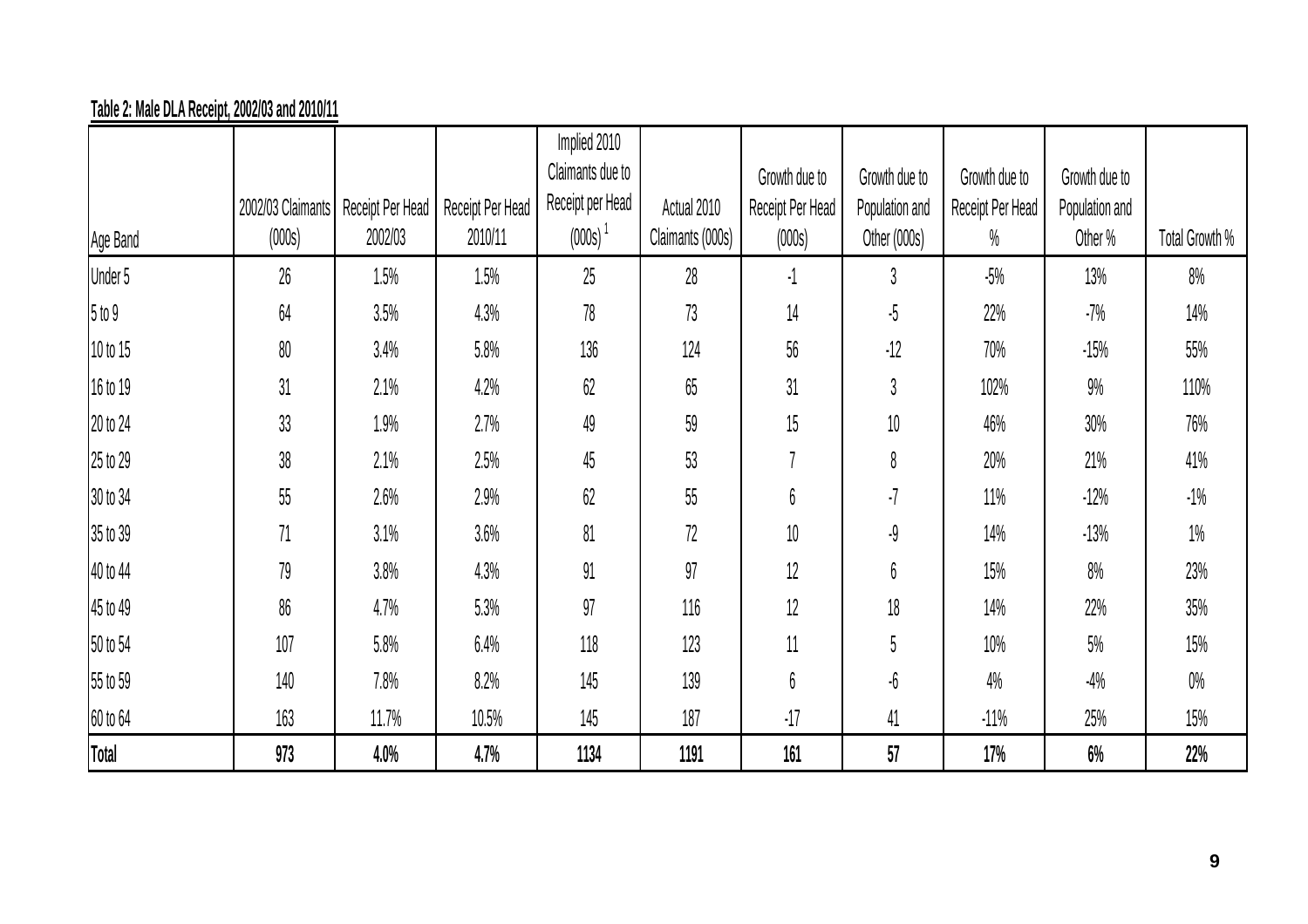**Table 2: Male DLA Receipt, 2002/03 and 2010/11**

| Age Band | 2002/03 Claimants (000s) | Receipt Per Head 2002/03 | Receipt Per Head 2010/11 | Implied 2010 Claimants due to Receipt per Head (000s) [1] | Actual 2010 Claimants (000s) | Growth due to Receipt Per Head (000s) | Growth due to Population and Other (000s) | Growth due to Receipt Per Head % | Growth due to Population and Other % | Total Growth % |
|---|---|---|---|---|---|---|---|---|---|---|
| Under 5 | 26 | 1.5% | 1.5% | 25 | 28 | -1 | 3 | -5% | 13% | 8% |
| 5 to 9 | 64 | 3.5% | 4.3% | 78 | 73 | 14 | -5 | 22% | -7% | 14% |
| 10 to 15 | 80 | 3.4% | 5.8% | 136 | 124 | 56 | -12 | 70% | -15% | 55% |
| 16 to 19 | 31 | 2.1% | 4.2% | 62 | 65 | 31 | 3 | 102% | 9% | 110% |
| 20 to 24 | 33 | 1.9% | 2.7% | 49 | 59 | 15 | 10 | 46% | 30% | 76% |
| 25 to 29 | 38 | 2.1% | 2.5% | 45 | 53 | 7 | 8 | 20% | 21% | 41% |
| 30 to 34 | 55 | 2.6% | 2.9% | 62 | 55 | 6 | -7 | 11% | -12% | -1% |
| 35 to 39 | 71 | 3.1% | 3.6% | 81 | 72 | 10 | -9 | 14% | -13% | 1% |
| 40 to 44 | 79 | 3.8% | 4.3% | 91 | 97 | 12 | 6 | 15% | 8% | 23% |
| 45 to 49 | 86 | 4.7% | 5.3% | 97 | 116 | 12 | 18 | 14% | 22% | 35% |
| 50 to 54 | 107 | 5.8% | 6.4% | 118 | 123 | 11 | 5 | 10% | 5% | 15% |
| 55 to 59 | 140 | 7.8% | 8.2% | 145 | 139 | 6 | -6 | 4% | -4% | 0% |
| 60 to 64 | 163 | 11.7% | 10.5% | 145 | 187 | -17 | 41 | -11% | 25% | 15% |
| **Total** | **973** | **4.0%** | **4.7%** | **1134** | **1191** | **161** | **57** | **17%** | **6%** | **22%** |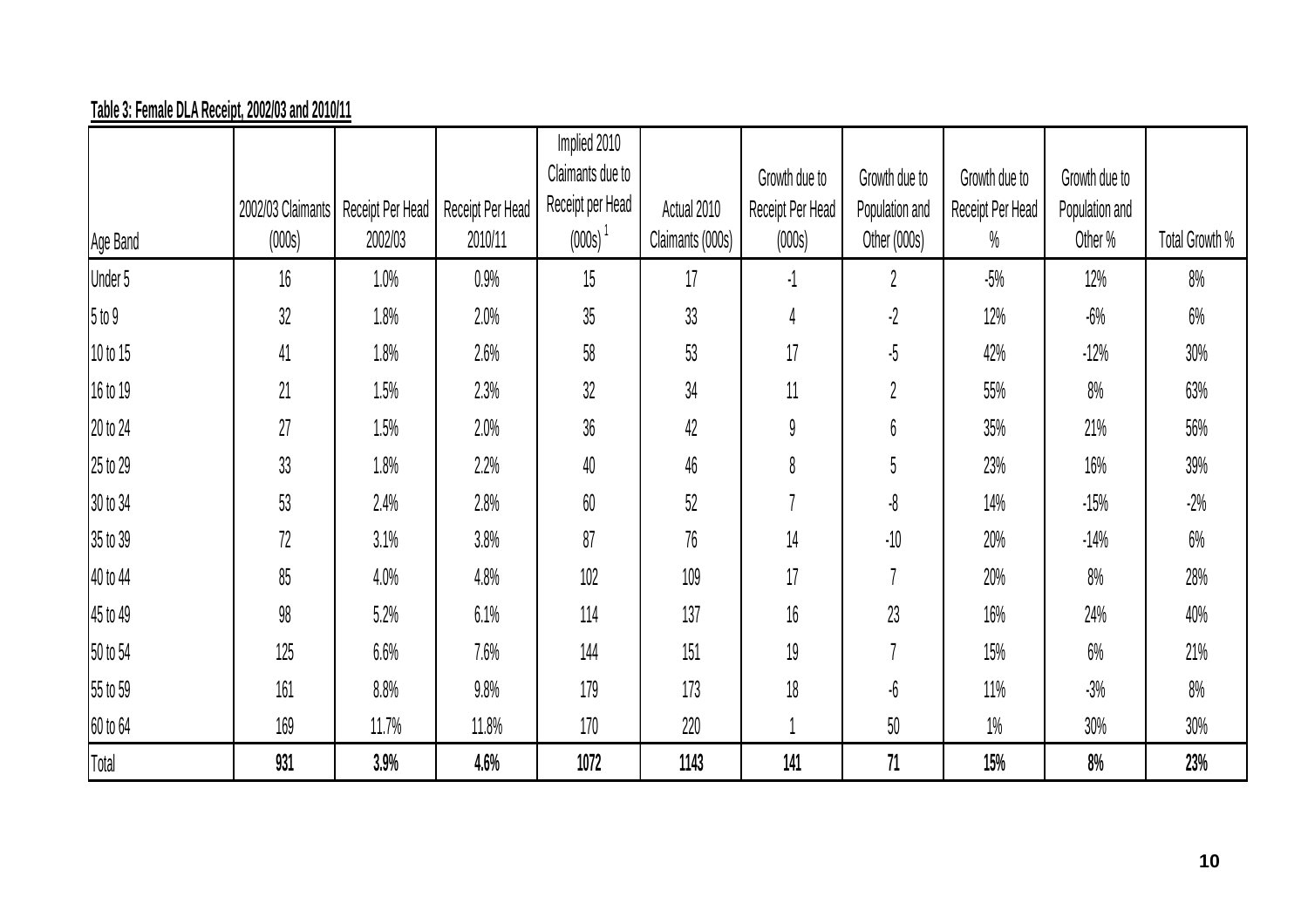**Table 3: Female DLA Receipt, 2002/03 and 2010/11**

| Age Band | 2002/03 Claimants (000s) | Receipt Per Head 2002/03 | Receipt Per Head 2010/11 | Implied 2010 Claimants due to Receipt per Head (000s) [1] | Actual 2010 Claimants (000s) | Growth due to Receipt Per Head (000s) | Growth due to Population and Other (000s) | Growth due to Receipt Per Head % | Growth due to Population and Other % | Total Growth % |
|---|---|---|---|---|---|---|---|---|---|---|
| Under 5 | 16 | 1.0% | 0.9% | 15 | 17 | -1 | 2 | -5% | 12% | 8% |
| 5 to 9 | 32 | 1.8% | 2.0% | 35 | 33 | 4 | -2 | 12% | -6% | 6% |
| 10 to 15 | 41 | 1.8% | 2.6% | 58 | 53 | 17 | -5 | 42% | -12% | 30% |
| 16 to 19 | 21 | 1.5% | 2.3% | 32 | 34 | 11 | 2 | 55% | 8% | 63% |
| 20 to 24 | 27 | 1.5% | 2.0% | 36 | 42 | 9 | 6 | 35% | 21% | 56% |
| 25 to 29 | 33 | 1.8% | 2.2% | 40 | 46 | 8 | 5 | 23% | 16% | 39% |
| 30 to 34 | 53 | 2.4% | 2.8% | 60 | 52 | 7 | -8 | 14% | -15% | -2% |
| 35 to 39 | 72 | 3.1% | 3.8% | 87 | 76 | 14 | -10 | 20% | -14% | 6% |
| 40 to 44 | 85 | 4.0% | 4.8% | 102 | 109 | 17 | 7 | 20% | 8% | 28% |
| 45 to 49 | 98 | 5.2% | 6.1% | 114 | 137 | 16 | 23 | 16% | 24% | 40% |
| 50 to 54 | 125 | 6.6% | 7.6% | 144 | 151 | 19 | 7 | 15% | 6% | 21% |
| 55 to 59 | 161 | 8.8% | 9.8% | 179 | 173 | 18 | -6 | 11% | -3% | 8% |
| 60 to 64 | 169 | 11.7% | 11.8% | 170 | 220 | 1 | 50 | 1% | 30% | 30% |
| Total | **931** | **3.9%** | **4.6%** | **1072** | **1143** | **141** | **71** | **15%** | **8%** | **23%** |